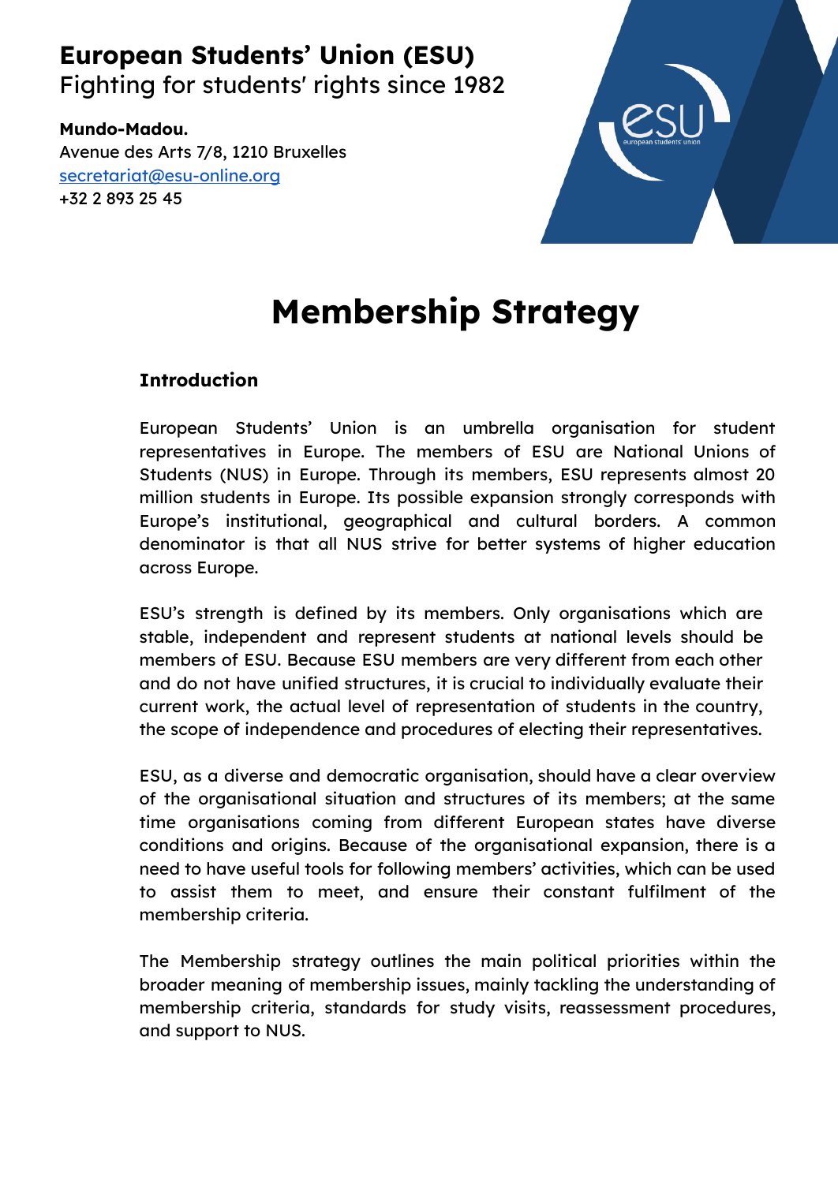**European Students' Union (ESU)**
Fighting for students' rights since 1982

**Mundo-Madou.**
Avenue des Arts 7/8, 1210 Bruxelles
secretariat@esu-online.org
+32 2 893 25 45

# Membership Strategy

## Introduction

European Students' Union is an umbrella organisation for student representatives in Europe. The members of ESU are National Unions of Students (NUS) in Europe. Through its members, ESU represents almost 20 million students in Europe. Its possible expansion strongly corresponds with Europe's institutional, geographical and cultural borders. A common denominator is that all NUS strive for better systems of higher education across Europe.

ESU's strength is defined by its members. Only organisations which are stable, independent and represent students at national levels should be members of ESU. Because ESU members are very different from each other and do not have unified structures, it is crucial to individually evaluate their current work, the actual level of representation of students in the country, the scope of independence and procedures of electing their representatives.

ESU, as a diverse and democratic organisation, should have a clear overview of the organisational situation and structures of its members; at the same time organisations coming from different European states have diverse conditions and origins. Because of the organisational expansion, there is a need to have useful tools for following members' activities, which can be used to assist them to meet, and ensure their constant fulfilment of the membership criteria.

The Membership strategy outlines the main political priorities within the broader meaning of membership issues, mainly tackling the understanding of membership criteria, standards for study visits, reassessment procedures, and support to NUS.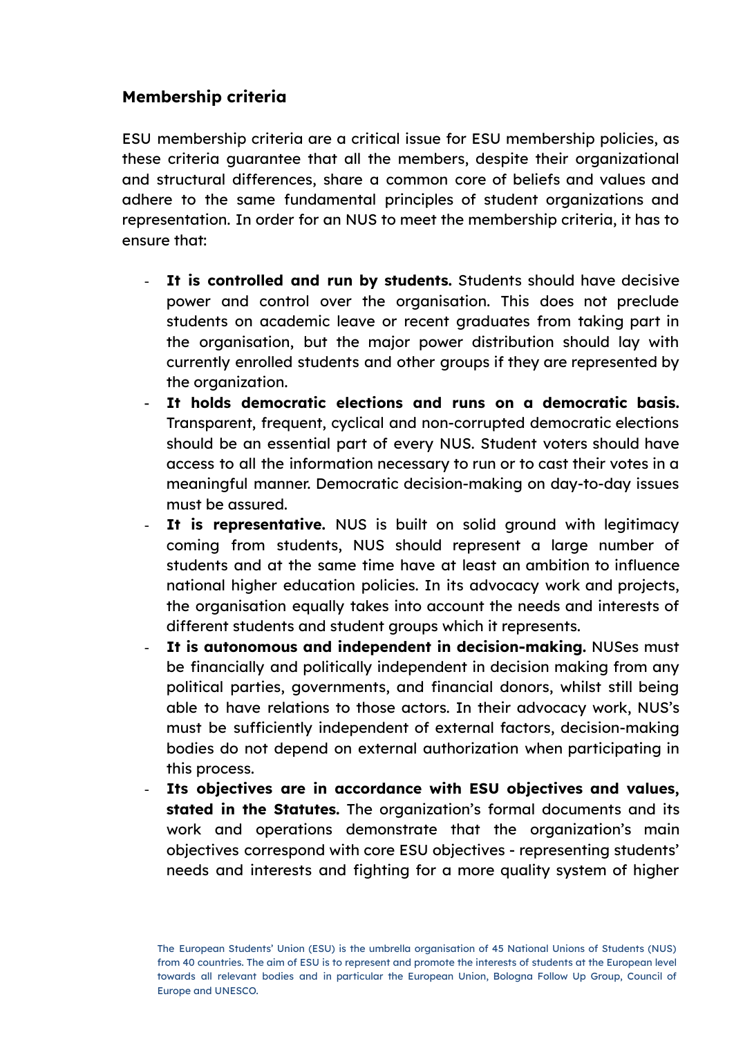## Membership criteria

ESU membership criteria are a critical issue for ESU membership policies, as these criteria guarantee that all the members, despite their organizational and structural differences, share a common core of beliefs and values and adhere to the same fundamental principles of student organizations and representation. In order for an NUS to meet the membership criteria, it has to ensure that:

- **It is controlled and run by students.** Students should have decisive power and control over the organisation. This does not preclude students on academic leave or recent graduates from taking part in the organisation, but the major power distribution should lay with currently enrolled students and other groups if they are represented by the organization.
- **It holds democratic elections and runs on a democratic basis.** Transparent, frequent, cyclical and non-corrupted democratic elections should be an essential part of every NUS. Student voters should have access to all the information necessary to run or to cast their votes in a meaningful manner. Democratic decision-making on day-to-day issues must be assured.
- **It is representative.** NUS is built on solid ground with legitimacy coming from students, NUS should represent a large number of students and at the same time have at least an ambition to influence national higher education policies. In its advocacy work and projects, the organisation equally takes into account the needs and interests of different students and student groups which it represents.
- **It is autonomous and independent in decision-making.** NUSes must be financially and politically independent in decision making from any political parties, governments, and financial donors, whilst still being able to have relations to those actors. In their advocacy work, NUS's must be sufficiently independent of external factors, decision-making bodies do not depend on external authorization when participating in this process.
- **Its objectives are in accordance with ESU objectives and values, stated in the Statutes.** The organization's formal documents and its work and operations demonstrate that the organization's main objectives correspond with core ESU objectives - representing students' needs and interests and fighting for a more quality system of higher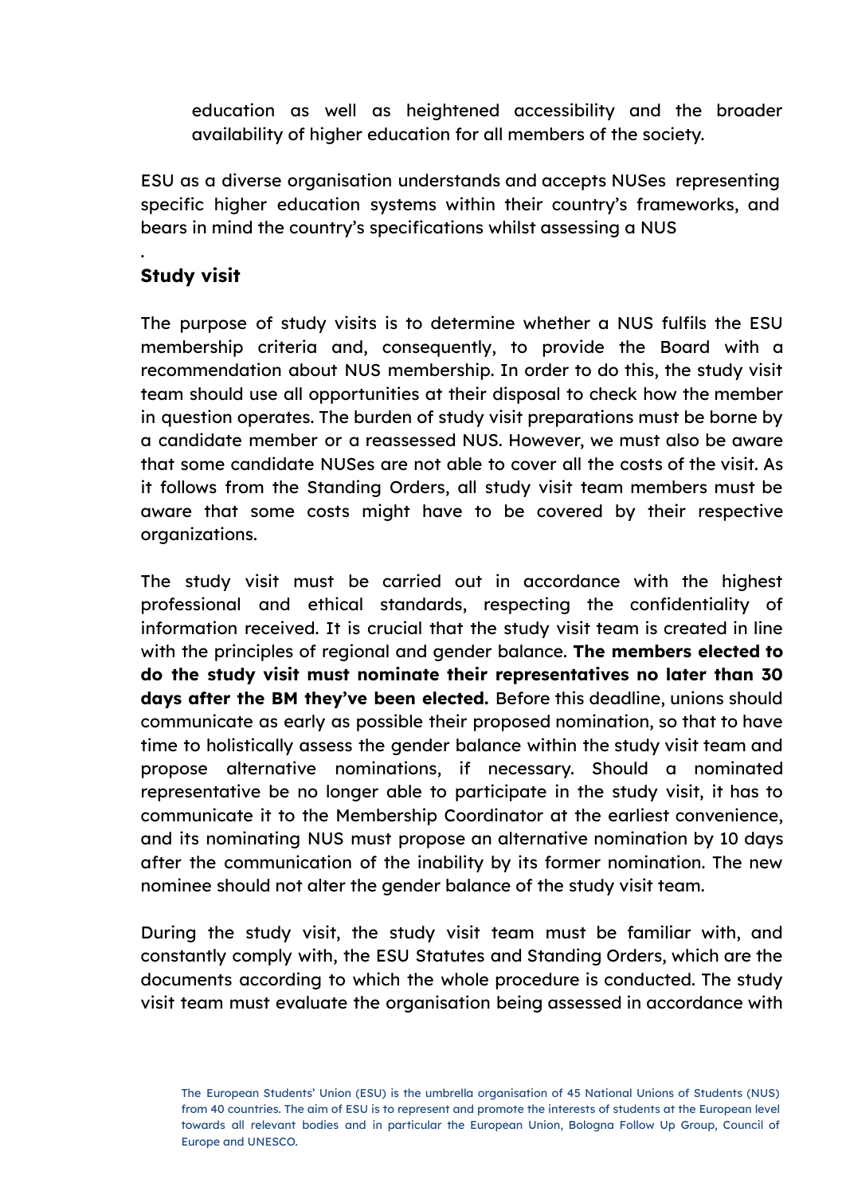education as well as heightened accessibility and the broader availability of higher education for all members of the society.

ESU as a diverse organisation understands and accepts NUSes representing specific higher education systems within their country's frameworks, and bears in mind the country's specifications whilst assessing a NUS

.

## Study visit

The purpose of study visits is to determine whether a NUS fulfils the ESU membership criteria and, consequently, to provide the Board with a recommendation about NUS membership. In order to do this, the study visit team should use all opportunities at their disposal to check how the member in question operates. The burden of study visit preparations must be borne by a candidate member or a reassessed NUS. However, we must also be aware that some candidate NUSes are not able to cover all the costs of the visit. As it follows from the Standing Orders, all study visit team members must be aware that some costs might have to be covered by their respective organizations.

The study visit must be carried out in accordance with the highest professional and ethical standards, respecting the confidentiality of information received. It is crucial that the study visit team is created in line with the principles of regional and gender balance. **The members elected to do the study visit must nominate their representatives no later than 30 days after the BM they've been elected.** Before this deadline, unions should communicate as early as possible their proposed nomination, so that to have time to holistically assess the gender balance within the study visit team and propose alternative nominations, if necessary. Should a nominated representative be no longer able to participate in the study visit, it has to communicate it to the Membership Coordinator at the earliest convenience, and its nominating NUS must propose an alternative nomination by 10 days after the communication of the inability by its former nomination. The new nominee should not alter the gender balance of the study visit team.

During the study visit, the study visit team must be familiar with, and constantly comply with, the ESU Statutes and Standing Orders, which are the documents according to which the whole procedure is conducted. The study visit team must evaluate the organisation being assessed in accordance with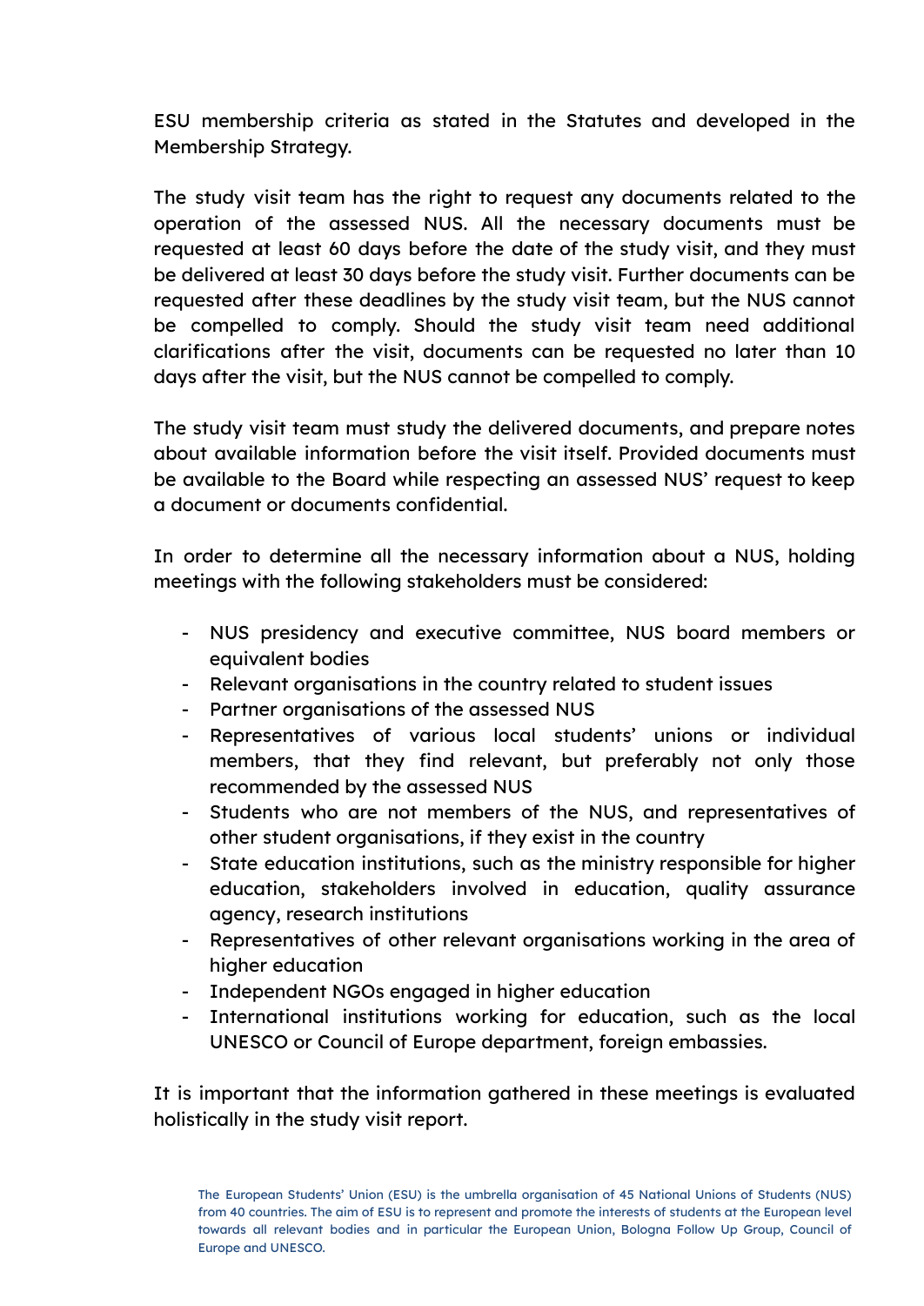ESU membership criteria as stated in the Statutes and developed in the Membership Strategy.

The study visit team has the right to request any documents related to the operation of the assessed NUS. All the necessary documents must be requested at least 60 days before the date of the study visit, and they must be delivered at least 30 days before the study visit. Further documents can be requested after these deadlines by the study visit team, but the NUS cannot be compelled to comply. Should the study visit team need additional clarifications after the visit, documents can be requested no later than 10 days after the visit, but the NUS cannot be compelled to comply.

The study visit team must study the delivered documents, and prepare notes about available information before the visit itself. Provided documents must be available to the Board while respecting an assessed NUS' request to keep a document or documents confidential.

In order to determine all the necessary information about a NUS, holding meetings with the following stakeholders must be considered:

- NUS presidency and executive committee, NUS board members or equivalent bodies
- Relevant organisations in the country related to student issues
- Partner organisations of the assessed NUS
- Representatives of various local students' unions or individual members, that they find relevant, but preferably not only those recommended by the assessed NUS
- Students who are not members of the NUS, and representatives of other student organisations, if they exist in the country
- State education institutions, such as the ministry responsible for higher education, stakeholders involved in education, quality assurance agency, research institutions
- Representatives of other relevant organisations working in the area of higher education
- Independent NGOs engaged in higher education
- International institutions working for education, such as the local UNESCO or Council of Europe department, foreign embassies.

It is important that the information gathered in these meetings is evaluated holistically in the study visit report.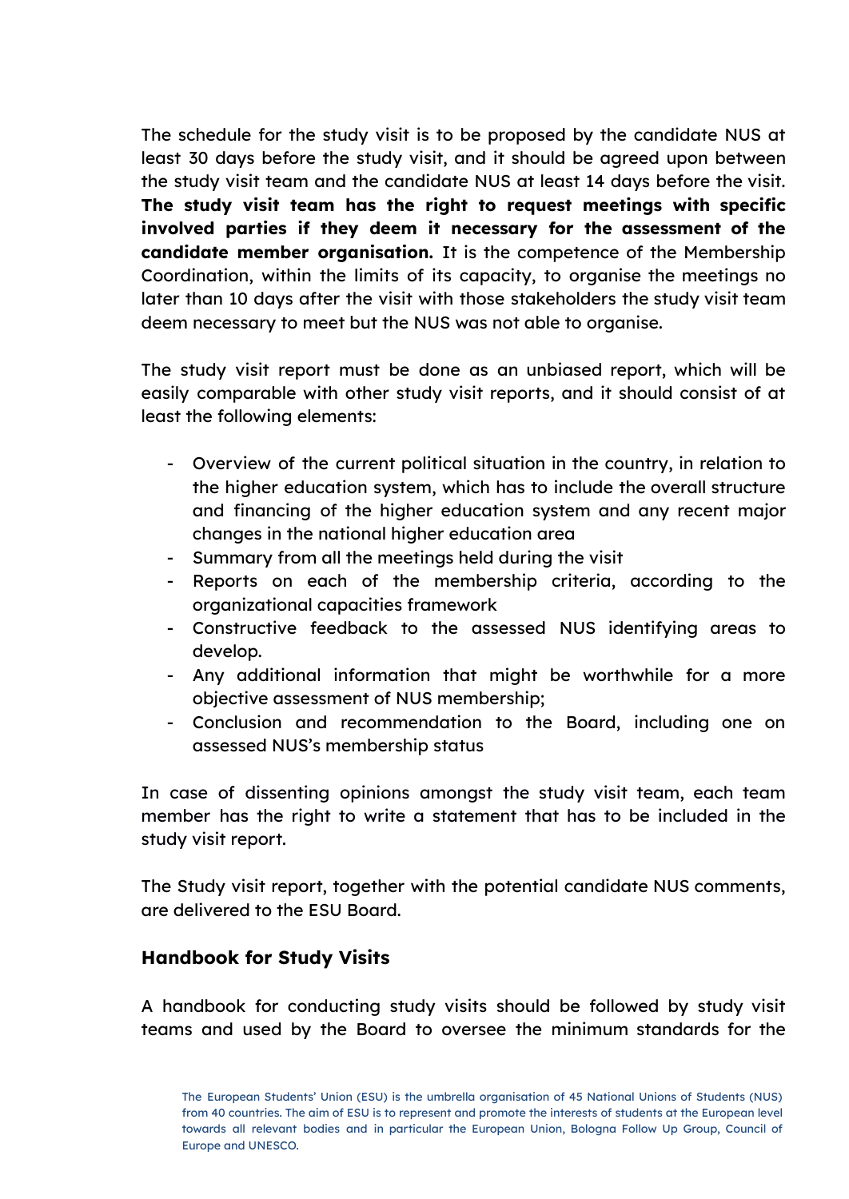The schedule for the study visit is to be proposed by the candidate NUS at least 30 days before the study visit, and it should be agreed upon between the study visit team and the candidate NUS at least 14 days before the visit. **The study visit team has the right to request meetings with specific involved parties if they deem it necessary for the assessment of the candidate member organisation.** It is the competence of the Membership Coordination, within the limits of its capacity, to organise the meetings no later than 10 days after the visit with those stakeholders the study visit team deem necessary to meet but the NUS was not able to organise.

The study visit report must be done as an unbiased report, which will be easily comparable with other study visit reports, and it should consist of at least the following elements:

- Overview of the current political situation in the country, in relation to the higher education system, which has to include the overall structure and financing of the higher education system and any recent major changes in the national higher education area
- Summary from all the meetings held during the visit
- Reports on each of the membership criteria, according to the organizational capacities framework
- Constructive feedback to the assessed NUS identifying areas to develop.
- Any additional information that might be worthwhile for a more objective assessment of NUS membership;
- Conclusion and recommendation to the Board, including one on assessed NUS's membership status

In case of dissenting opinions amongst the study visit team, each team member has the right to write a statement that has to be included in the study visit report.

The Study visit report, together with the potential candidate NUS comments, are delivered to the ESU Board.

### Handbook for Study Visits

A handbook for conducting study visits should be followed by study visit teams and used by the Board to oversee the minimum standards for the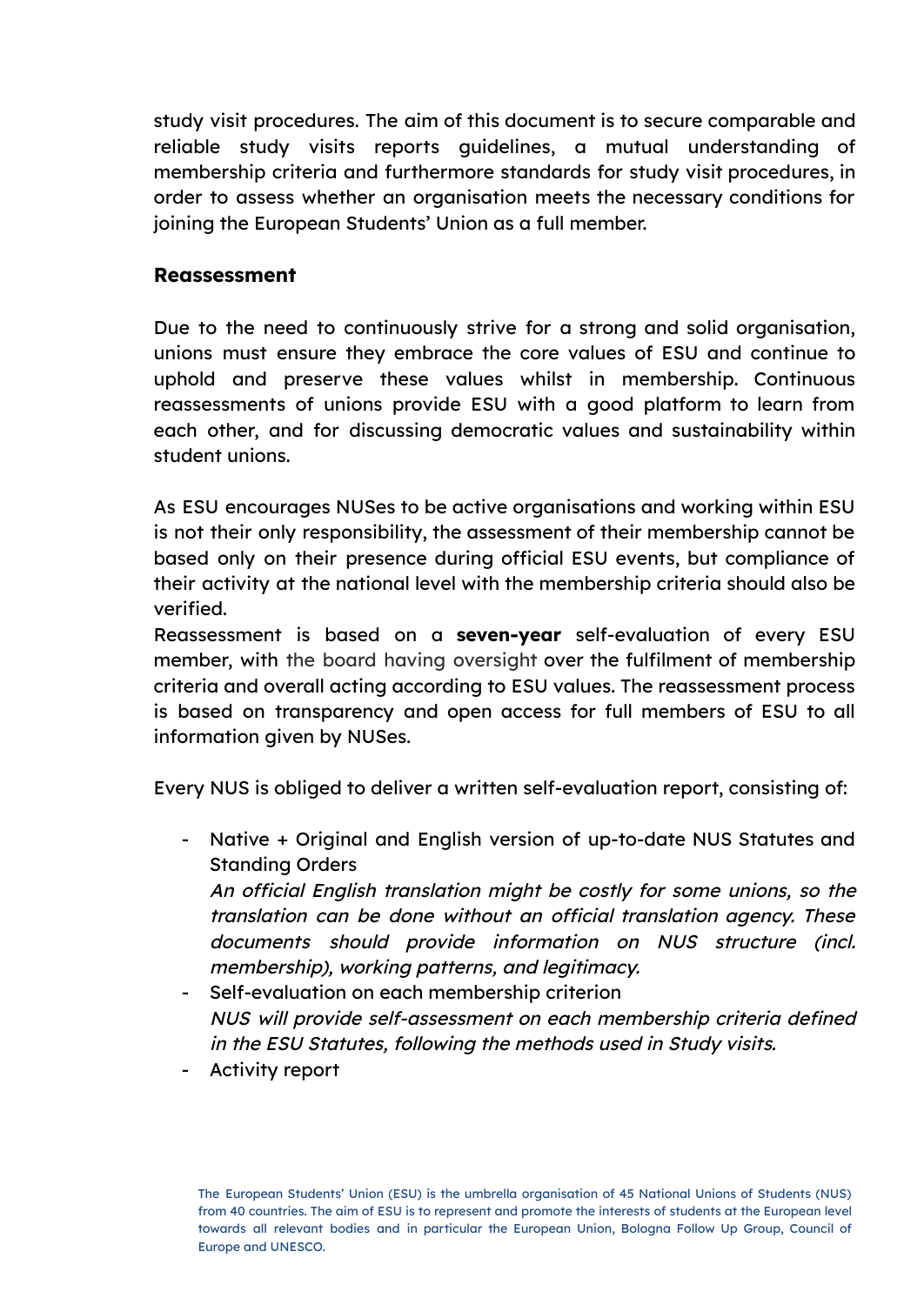study visit procedures. The aim of this document is to secure comparable and reliable study visits reports guidelines, a mutual understanding of membership criteria and furthermore standards for study visit procedures, in order to assess whether an organisation meets the necessary conditions for joining the European Students' Union as a full member.

### Reassessment

Due to the need to continuously strive for a strong and solid organisation, unions must ensure they embrace the core values of ESU and continue to uphold and preserve these values whilst in membership. Continuous reassessments of unions provide ESU with a good platform to learn from each other, and for discussing democratic values and sustainability within student unions.

As ESU encourages NUSes to be active organisations and working within ESU is not their only responsibility, the assessment of their membership cannot be based only on their presence during official ESU events, but compliance of their activity at the national level with the membership criteria should also be verified.

Reassessment is based on a **seven-year** self-evaluation of every ESU member, with the board having oversight over the fulfilment of membership criteria and overall acting according to ESU values. The reassessment process is based on transparency and open access for full members of ESU to all information given by NUSes.

Every NUS is obliged to deliver a written self-evaluation report, consisting of:

- Native + Original and English version of up-to-date NUS Statutes and Standing Orders
  *An official English translation might be costly for some unions, so the translation can be done without an official translation agency. These documents should provide information on NUS structure (incl. membership), working patterns, and legitimacy.*
- Self-evaluation on each membership criterion
  *NUS will provide self-assessment on each membership criteria defined in the ESU Statutes, following the methods used in Study visits.*
- Activity report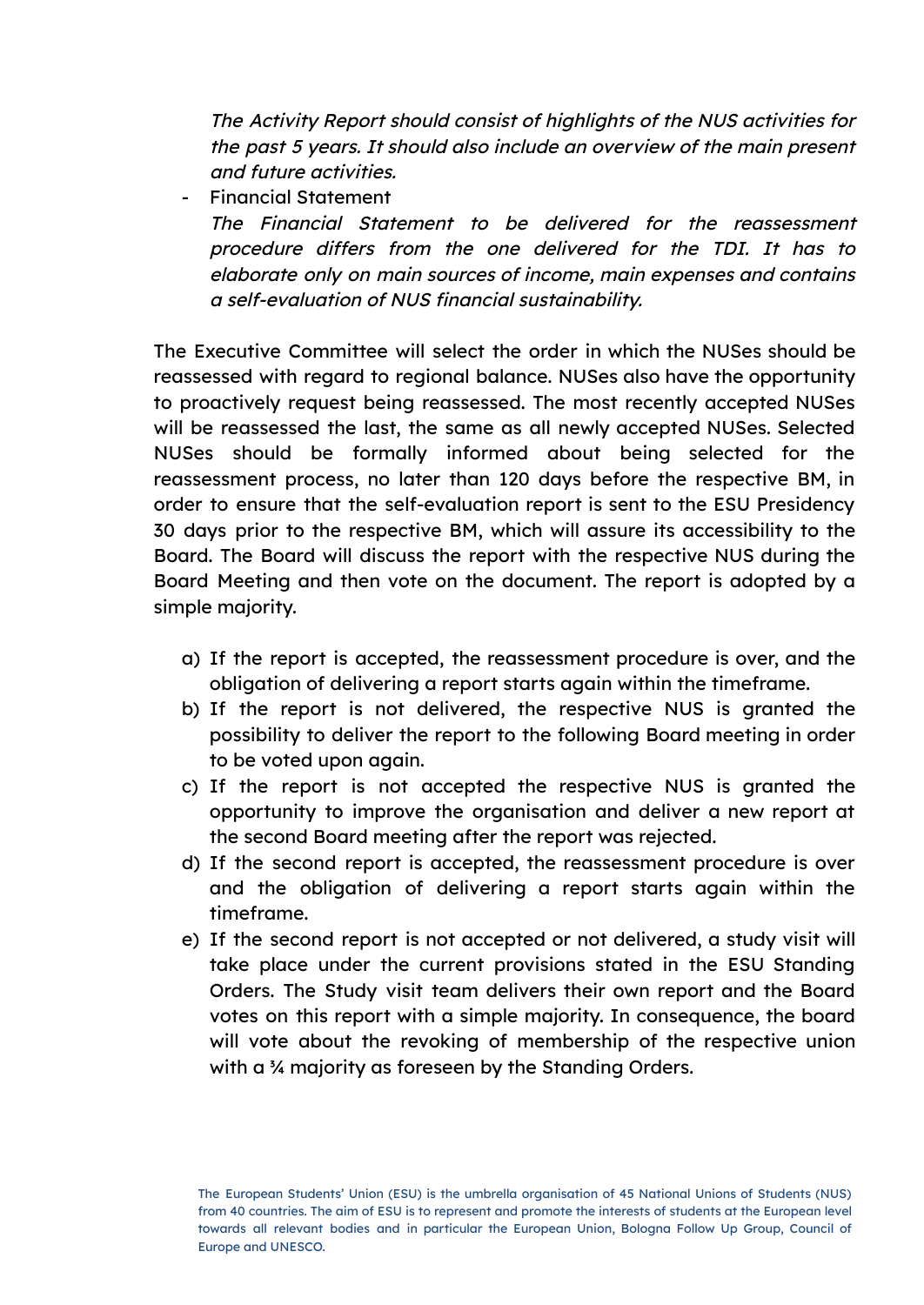*The Activity Report should consist of highlights of the NUS activities for the past 5 years. It should also include an overview of the main present and future activities.*

- Financial Statement
  *The Financial Statement to be delivered for the reassessment procedure differs from the one delivered for the TDI. It has to elaborate only on main sources of income, main expenses and contains a self-evaluation of NUS financial sustainability.*

The Executive Committee will select the order in which the NUSes should be reassessed with regard to regional balance. NUSes also have the opportunity to proactively request being reassessed. The most recently accepted NUSes will be reassessed the last, the same as all newly accepted NUSes. Selected NUSes should be formally informed about being selected for the reassessment process, no later than 120 days before the respective BM, in order to ensure that the self-evaluation report is sent to the ESU Presidency 30 days prior to the respective BM, which will assure its accessibility to the Board. The Board will discuss the report with the respective NUS during the Board Meeting and then vote on the document. The report is adopted by a simple majority.

a) If the report is accepted, the reassessment procedure is over, and the obligation of delivering a report starts again within the timeframe.
b) If the report is not delivered, the respective NUS is granted the possibility to deliver the report to the following Board meeting in order to be voted upon again.
c) If the report is not accepted the respective NUS is granted the opportunity to improve the organisation and deliver a new report at the second Board meeting after the report was rejected.
d) If the second report is accepted, the reassessment procedure is over and the obligation of delivering a report starts again within the timeframe.
e) If the second report is not accepted or not delivered, a study visit will take place under the current provisions stated in the ESU Standing Orders. The Study visit team delivers their own report and the Board votes on this report with a simple majority. In consequence, the board will vote about the revoking of membership of the respective union with a ¾ majority as foreseen by the Standing Orders.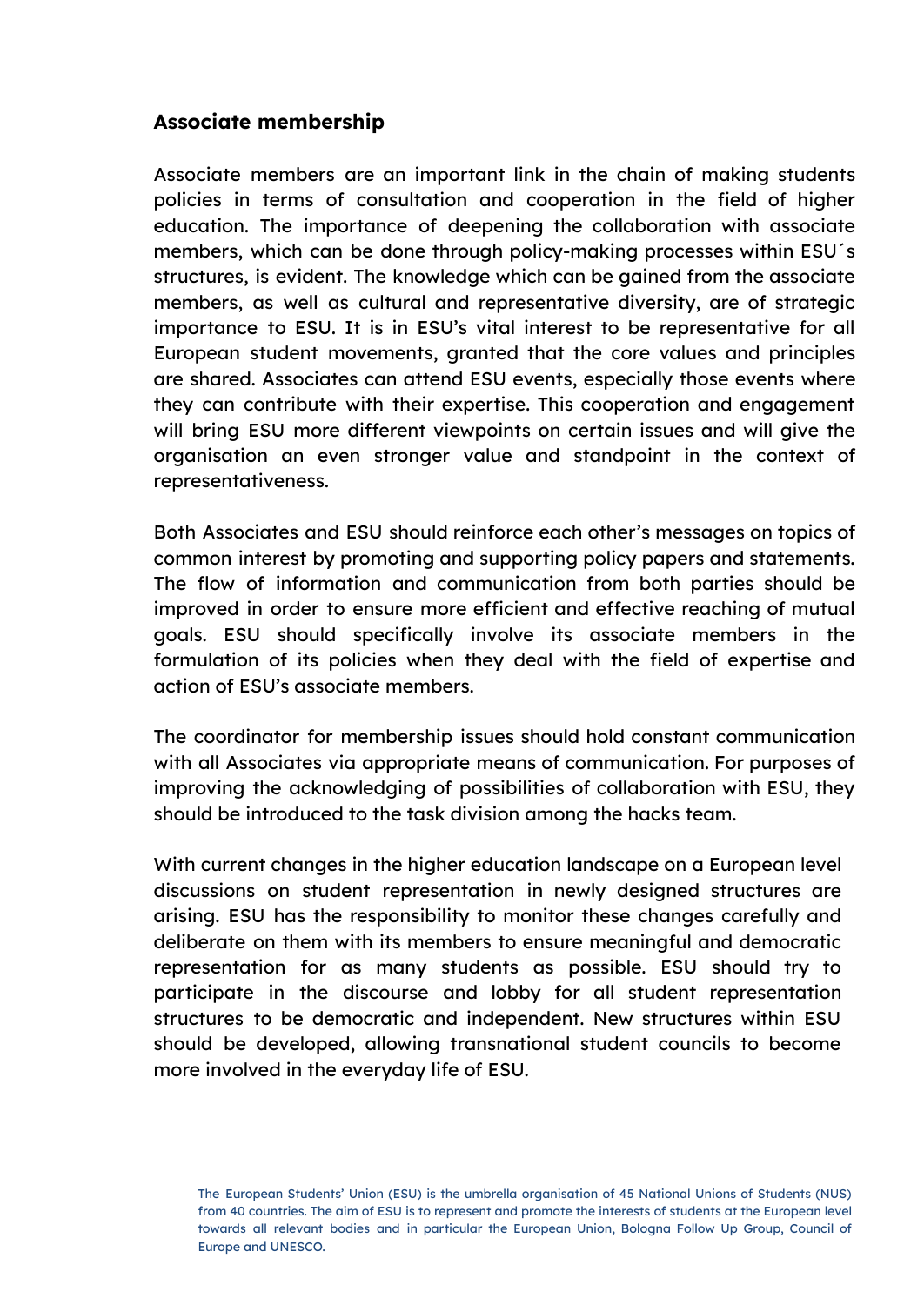**Associate membership**

Associate members are an important link in the chain of making students policies in terms of consultation and cooperation in the field of higher education. The importance of deepening the collaboration with associate members, which can be done through policy-making processes within ESU´s structures, is evident. The knowledge which can be gained from the associate members, as well as cultural and representative diversity, are of strategic importance to ESU. It is in ESU's vital interest to be representative for all European student movements, granted that the core values and principles are shared. Associates can attend ESU events, especially those events where they can contribute with their expertise. This cooperation and engagement will bring ESU more different viewpoints on certain issues and will give the organisation an even stronger value and standpoint in the context of representativeness.

Both Associates and ESU should reinforce each other's messages on topics of common interest by promoting and supporting policy papers and statements. The flow of information and communication from both parties should be improved in order to ensure more efficient and effective reaching of mutual goals. ESU should specifically involve its associate members in the formulation of its policies when they deal with the field of expertise and action of ESU's associate members.

The coordinator for membership issues should hold constant communication with all Associates via appropriate means of communication. For purposes of improving the acknowledging of possibilities of collaboration with ESU, they should be introduced to the task division among the hacks team.

With current changes in the higher education landscape on a European level discussions on student representation in newly designed structures are arising. ESU has the responsibility to monitor these changes carefully and deliberate on them with its members to ensure meaningful and democratic representation for as many students as possible. ESU should try to participate in the discourse and lobby for all student representation structures to be democratic and independent. New structures within ESU should be developed, allowing transnational student councils to become more involved in the everyday life of ESU.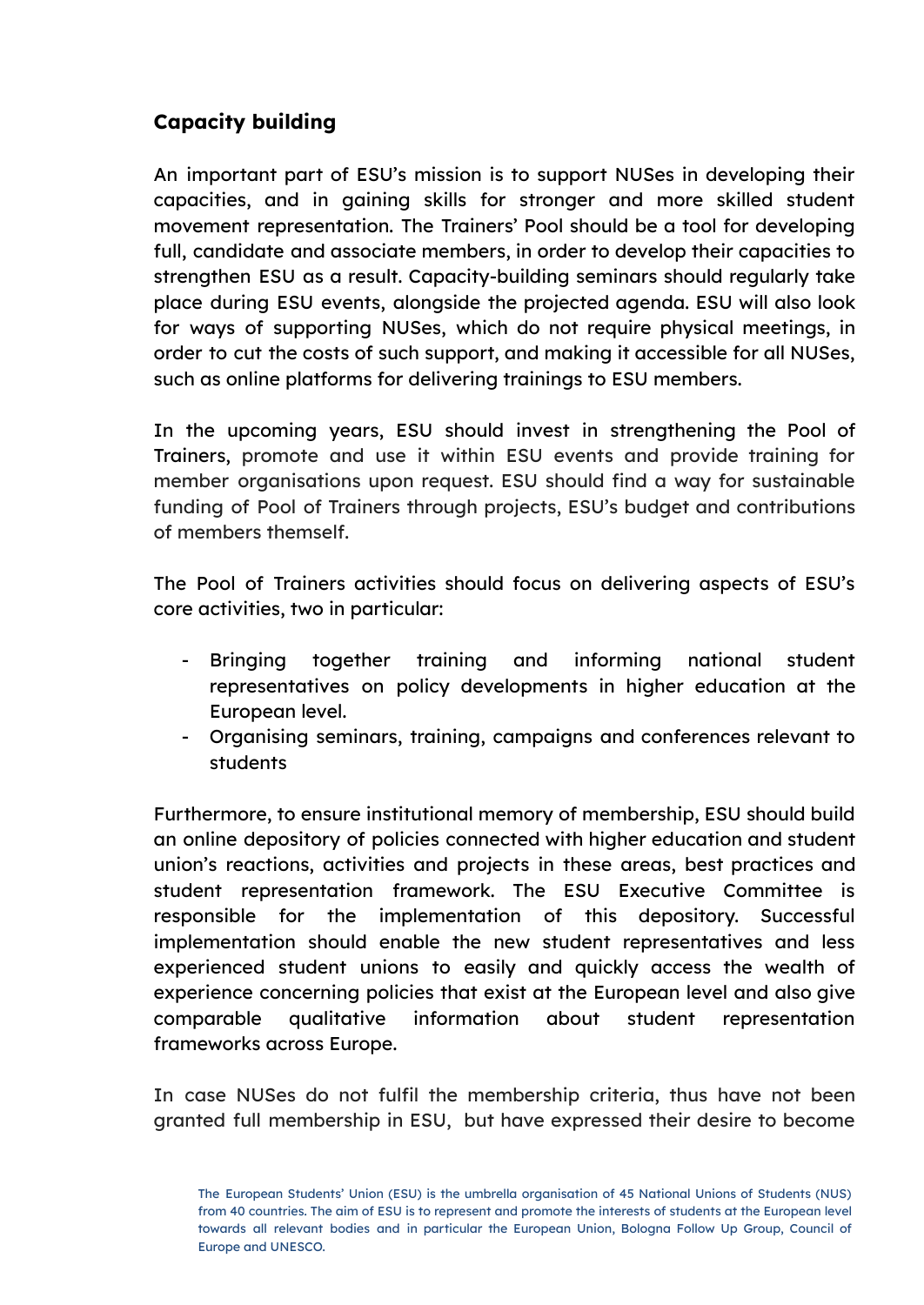## Capacity building

An important part of ESU's mission is to support NUSes in developing their capacities, and in gaining skills for stronger and more skilled student movement representation. The Trainers' Pool should be a tool for developing full, candidate and associate members, in order to develop their capacities to strengthen ESU as a result. Capacity-building seminars should regularly take place during ESU events, alongside the projected agenda. ESU will also look for ways of supporting NUSes, which do not require physical meetings, in order to cut the costs of such support, and making it accessible for all NUSes, such as online platforms for delivering trainings to ESU members.

In the upcoming years, ESU should invest in strengthening the Pool of Trainers, promote and use it within ESU events and provide training for member organisations upon request. ESU should find a way for sustainable funding of Pool of Trainers through projects, ESU's budget and contributions of members themself.

The Pool of Trainers activities should focus on delivering aspects of ESU's core activities, two in particular:

- Bringing together training and informing national student representatives on policy developments in higher education at the European level.
- Organising seminars, training, campaigns and conferences relevant to students

Furthermore, to ensure institutional memory of membership, ESU should build an online depository of policies connected with higher education and student union's reactions, activities and projects in these areas, best practices and student representation framework. The ESU Executive Committee is responsible for the implementation of this depository. Successful implementation should enable the new student representatives and less experienced student unions to easily and quickly access the wealth of experience concerning policies that exist at the European level and also give comparable qualitative information about student representation frameworks across Europe.

In case NUSes do not fulfil the membership criteria, thus have not been granted full membership in ESU, but have expressed their desire to become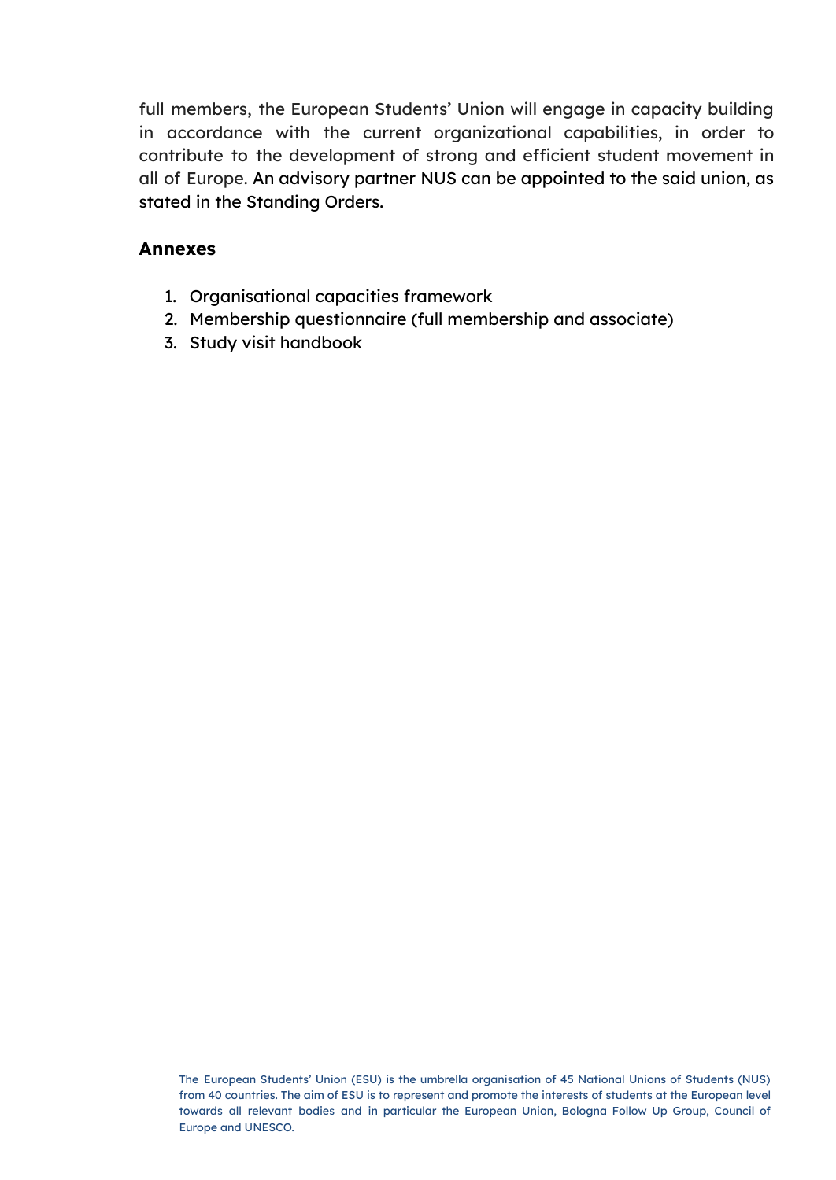full members, the European Students' Union will engage in capacity building in accordance with the current organizational capabilities, in order to contribute to the development of strong and efficient student movement in all of Europe. An advisory partner NUS can be appointed to the said union, as stated in the Standing Orders.

### Annexes

1. Organisational capacities framework
2. Membership questionnaire (full membership and associate)
3. Study visit handbook